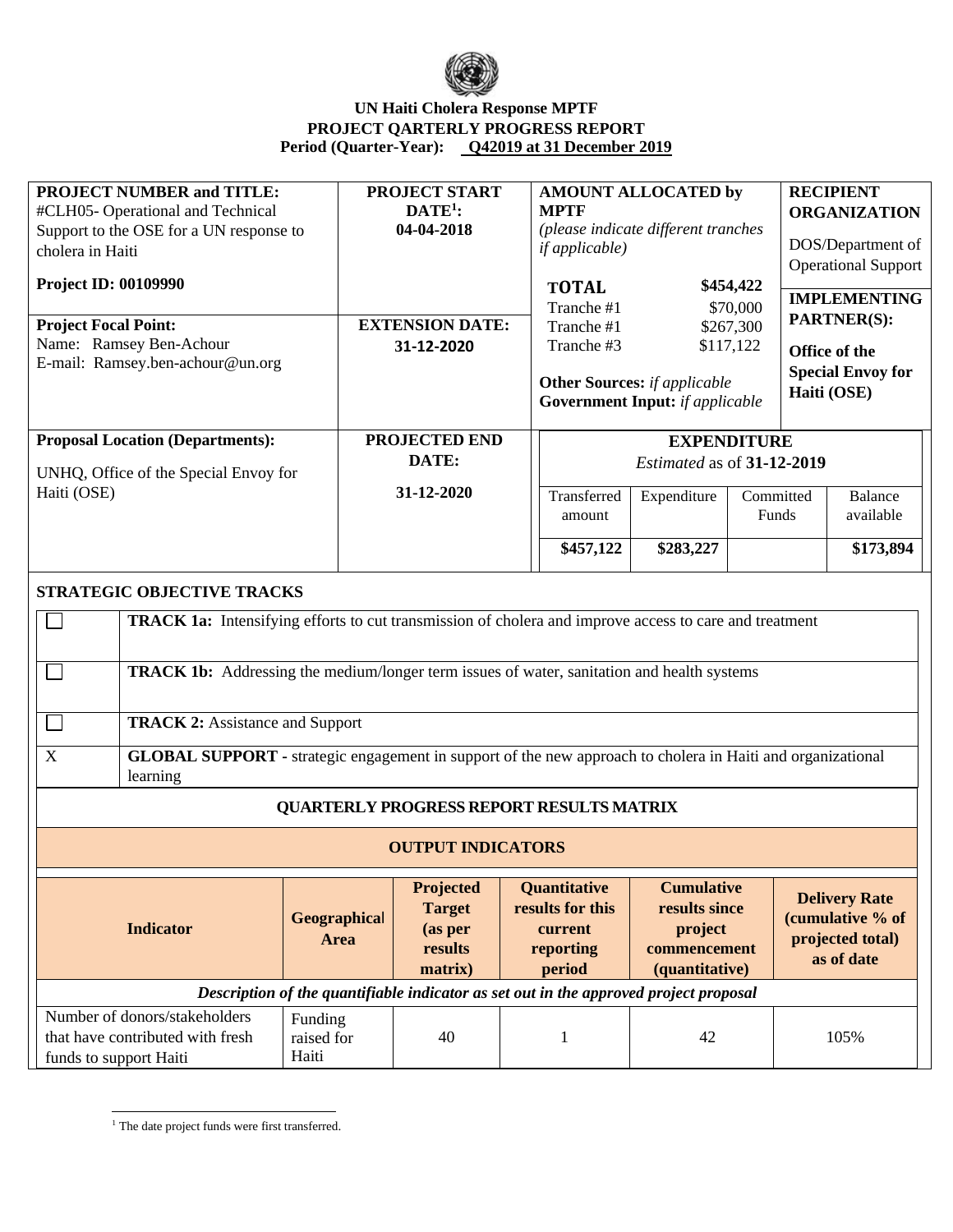**UN Haiti Cholera Response MPTF**
**PROJECT QARTERLY PROGRESS REPORT**
**Period (Quarter-Year): Q42019 at 31 December 2019**

| **PROJECT NUMBER and TITLE:** #CLH05- Operational and Technical Support to the OSE for a UN response to cholera in Haiti **Project ID: 00109990** | **PROJECT START DATE[1]:** 04-04-2018 | **AMOUNT ALLOCATED by MPTF** *(please indicate different tranches if applicable)* **TOTAL** $454,422 Tranche #1 $70,000 Tranche #1 $267,300 Tranche #3 $117,122 **Other Sources:** *if applicable* **Government Input:** *if applicable* | **RECIPIENT ORGANIZATION** DOS/Department of Operational Support **IMPLEMENTING PARTNER(S):** **Office of the Special Envoy for Haiti (OSE)** |
|---|---|---|---|
| **Project Focal Point:** Name: Ramsey Ben-Achour E-mail: Ramsey.ben-achour@un.org | **EXTENSION DATE:** 31-12-2020 | | |
| **Proposal Location (Departments):** UNHQ, Office of the Special Envoy for Haiti (OSE) | **PROJECTED END DATE:** 31-12-2020 | **EXPENDITURE** *Estimated* as of **31-12-2019** | |

| Transferred amount | Expenditure | Committed Funds | Balance available |
|---|---|---|---|
| **$457,122** | **$283,227** | | **$173,894** |

## STRATEGIC OBJECTIVE TRACKS

| | |
|---|---|
| ☐ | **TRACK 1a:** Intensifying efforts to cut transmission of cholera and improve access to care and treatment |
| ☐ | **TRACK 1b:** Addressing the medium/longer term issues of water, sanitation and health systems |
| ☐ | **TRACK 2:** Assistance and Support |
| X | **GLOBAL SUPPORT -** strategic engagement in support of the new approach to cholera in Haiti and organizational learning |

## QUARTERLY PROGRESS REPORT RESULTS MATRIX

### OUTPUT INDICATORS

| Indicator | Geographical Area | Projected Target (as per results matrix) | Quantitative results for this current reporting period | Cumulative results since project commencement (quantitative) | Delivery Rate (cumulative % of projected total) as of date |
|---|---|---|---|---|---|
| ***Description of the quantifiable indicator as set out in the approved project proposal*** | | | | | |
| Number of donors/stakeholders that have contributed with fresh funds to support Haiti | Funding raised for Haiti | 40 | 1 | 42 | 105% |

[1] The date project funds were first transferred.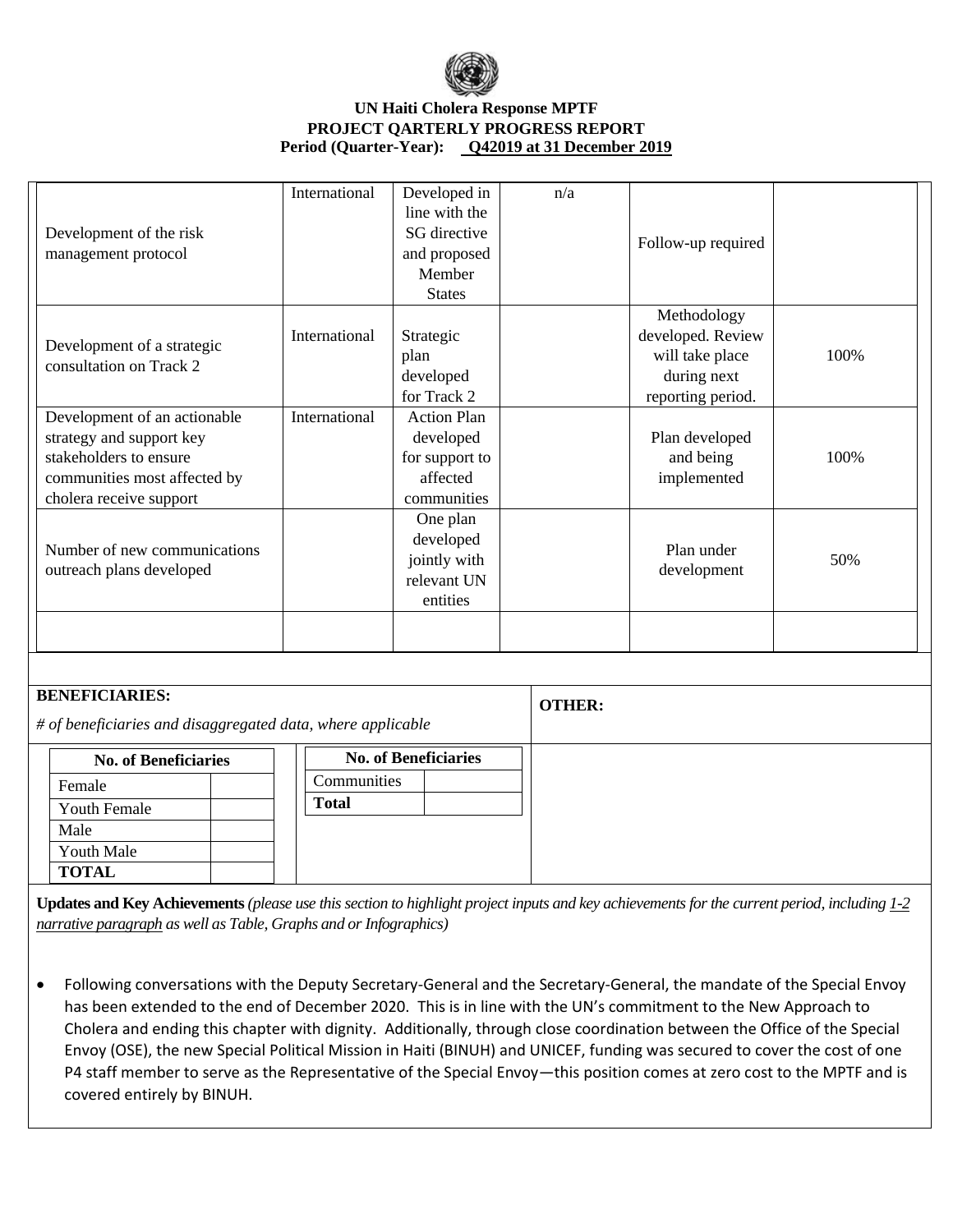# UN Haiti Cholera Response MPTF
## PROJECT QARTERLY PROGRESS REPORT
**Period (Quarter-Year): Q42019 at 31 December 2019**

| | | | | | |
|---|---|---|---|---|---|
| Development of the risk management protocol | International | Developed in line with the SG directive and proposed Member States | n/a | Follow-up required | |
| Development of a strategic consultation on Track 2 | International | Strategic plan developed for Track 2 | | Methodology developed. Review will take place during next reporting period. | 100% |
| Development of an actionable strategy and support key stakeholders to ensure communities most affected by cholera receive support | International | Action Plan developed for support to affected communities | | Plan developed and being implemented | 100% |
| Number of new communications outreach plans developed | | One plan developed jointly with relevant UN entities | | Plan under development | 50% |
| | | | | | |

**BENEFICIARIES:**

*# of beneficiaries and disaggregated data, where applicable*

| No. of Beneficiaries | |
|---|---|
| Female | |
| Youth Female | |
| Male | |
| Youth Male | |
| **TOTAL** | |

| No. of Beneficiaries | |
|---|---|
| Communities | |
| **Total** | |

**OTHER:**

**Updates and Key Achievements** *(please use this section to highlight project inputs and key achievements for the current period, including 1-2 narrative paragraph as well as Table, Graphs and or Infographics)*

- Following conversations with the Deputy Secretary-General and the Secretary-General, the mandate of the Special Envoy has been extended to the end of December 2020. This is in line with the UN's commitment to the New Approach to Cholera and ending this chapter with dignity. Additionally, through close coordination between the Office of the Special Envoy (OSE), the new Special Political Mission in Haiti (BINUH) and UNICEF, funding was secured to cover the cost of one P4 staff member to serve as the Representative of the Special Envoy—this position comes at zero cost to the MPTF and is covered entirely by BINUH.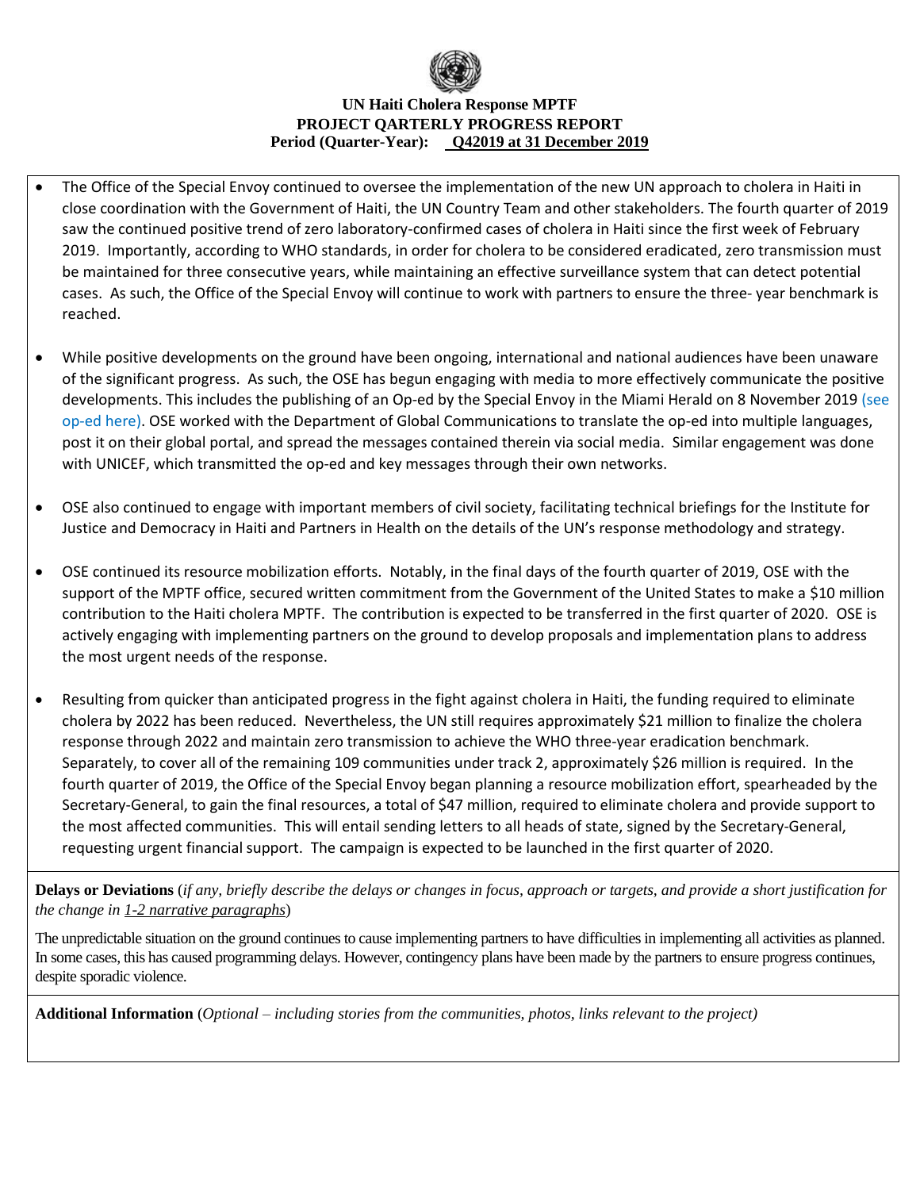**UN Haiti Cholera Response MPTF**
**PROJECT QARTERLY PROGRESS REPORT**
**Period (Quarter-Year): Q42019 at 31 December 2019**

- The Office of the Special Envoy continued to oversee the implementation of the new UN approach to cholera in Haiti in close coordination with the Government of Haiti, the UN Country Team and other stakeholders. The fourth quarter of 2019 saw the continued positive trend of zero laboratory-confirmed cases of cholera in Haiti since the first week of February 2019. Importantly, according to WHO standards, in order for cholera to be considered eradicated, zero transmission must be maintained for three consecutive years, while maintaining an effective surveillance system that can detect potential cases. As such, the Office of the Special Envoy will continue to work with partners to ensure the three- year benchmark is reached.

- While positive developments on the ground have been ongoing, international and national audiences have been unaware of the significant progress. As such, the OSE has begun engaging with media to more effectively communicate the positive developments. This includes the publishing of an Op-ed by the Special Envoy in the Miami Herald on 8 November 2019 (see op-ed here). OSE worked with the Department of Global Communications to translate the op-ed into multiple languages, post it on their global portal, and spread the messages contained therein via social media. Similar engagement was done with UNICEF, which transmitted the op-ed and key messages through their own networks.

- OSE also continued to engage with important members of civil society, facilitating technical briefings for the Institute for Justice and Democracy in Haiti and Partners in Health on the details of the UN's response methodology and strategy.

- OSE continued its resource mobilization efforts. Notably, in the final days of the fourth quarter of 2019, OSE with the support of the MPTF office, secured written commitment from the Government of the United States to make a $10 million contribution to the Haiti cholera MPTF. The contribution is expected to be transferred in the first quarter of 2020. OSE is actively engaging with implementing partners on the ground to develop proposals and implementation plans to address the most urgent needs of the response.

- Resulting from quicker than anticipated progress in the fight against cholera in Haiti, the funding required to eliminate cholera by 2022 has been reduced. Nevertheless, the UN still requires approximately $21 million to finalize the cholera response through 2022 and maintain zero transmission to achieve the WHO three-year eradication benchmark. Separately, to cover all of the remaining 109 communities under track 2, approximately $26 million is required. In the fourth quarter of 2019, the Office of the Special Envoy began planning a resource mobilization effort, spearheaded by the Secretary-General, to gain the final resources, a total of $47 million, required to eliminate cholera and provide support to the most affected communities. This will entail sending letters to all heads of state, signed by the Secretary-General, requesting urgent financial support. The campaign is expected to be launched in the first quarter of 2020.

**Delays or Deviations** (*if any, briefly describe the delays or changes in focus, approach or targets, and provide a short justification for the change in 1-2 narrative paragraphs*)

The unpredictable situation on the ground continues to cause implementing partners to have difficulties in implementing all activities as planned. In some cases, this has caused programming delays. However, contingency plans have been made by the partners to ensure progress continues, despite sporadic violence.

**Additional Information** (*Optional – including stories from the communities, photos, links relevant to the project)*